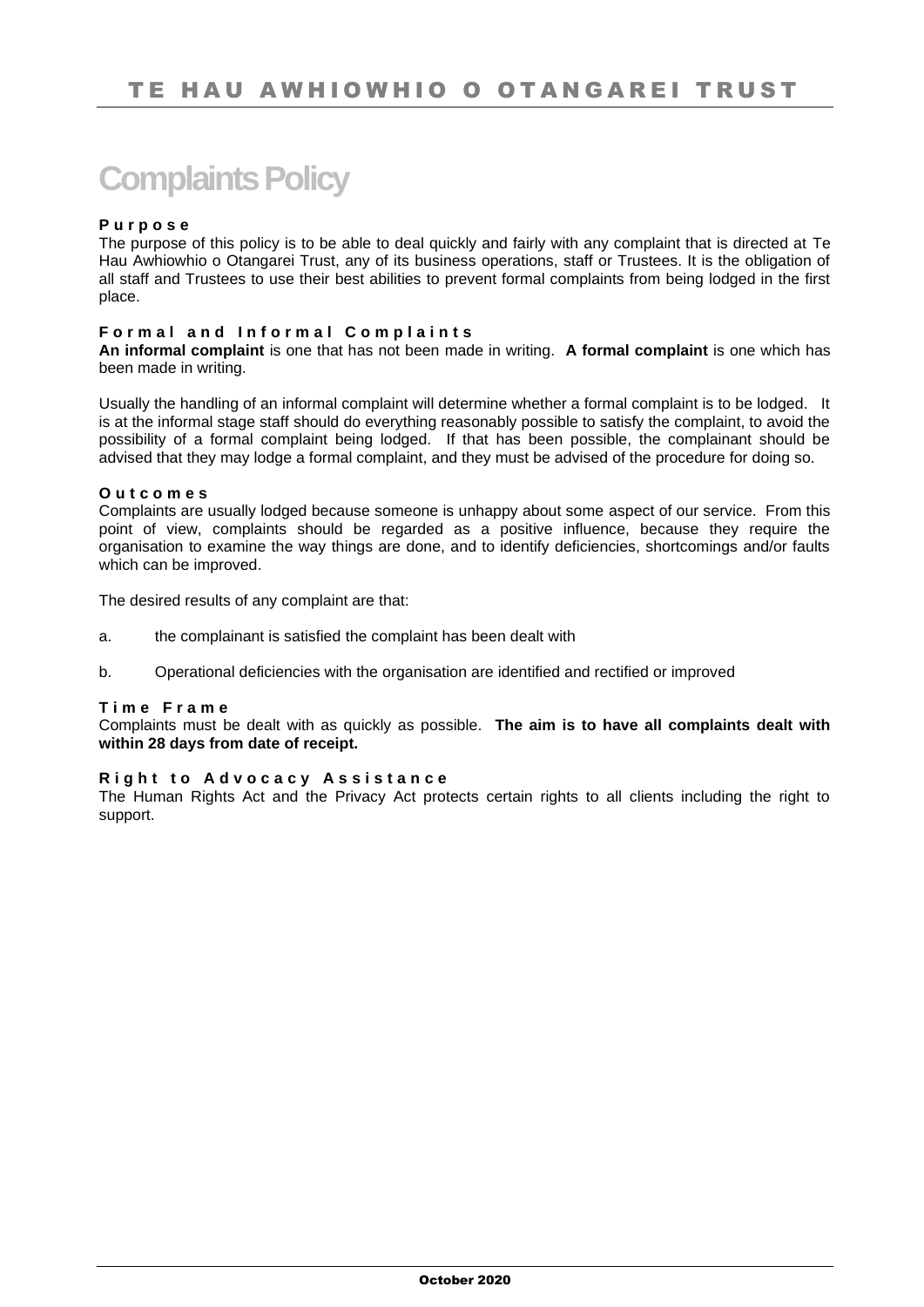# Complaints Policy

**Purpose**

The purpose of this policy is to be able to deal quickly and fairly with any complaint that is directed at Te Hau Awhiowhio o Otangarei Trust, any of its business operations, staff or Trustees. It is the obligation of all staff and Trustees to use their best abilities to prevent formal complaints from being lodged in the first place.

**Formal and Informal Complaints**

**An informal complaint** is one that has not been made in writing. **A formal complaint** is one which has been made in writing.

Usually the handling of an informal complaint will determine whether a formal complaint is to be lodged. It is at the informal stage staff should do everything reasonably possible to satisfy the complaint, to avoid the possibility of a formal complaint being lodged. If that has been possible, the complainant should be advised that they may lodge a formal complaint, and they must be advised of the procedure for doing so.

**Outcomes**

Complaints are usually lodged because someone is unhappy about some aspect of our service. From this point of view, complaints should be regarded as a positive influence, because they require the organisation to examine the way things are done, and to identify deficiencies, shortcomings and/or faults which can be improved.

The desired results of any complaint are that:

a. the complainant is satisfied the complaint has been dealt with

b. Operational deficiencies with the organisation are identified and rectified or improved

**Time Frame**

Complaints must be dealt with as quickly as possible. **The aim is to have all complaints dealt with within 28 days from date of receipt.**

**Right to Advocacy Assistance**

The Human Rights Act and the Privacy Act protects certain rights to all clients including the right to support.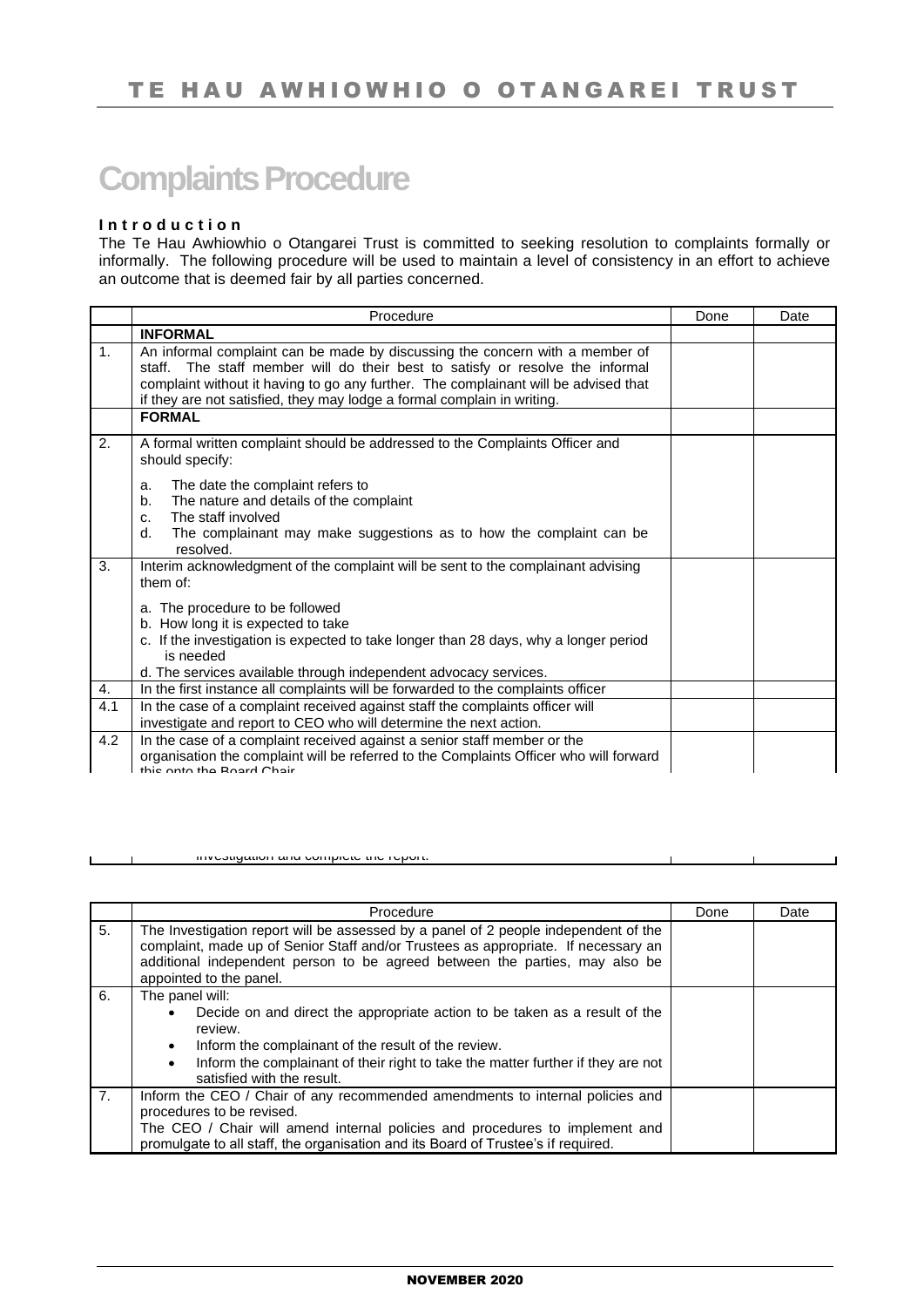# Complaints Procedure

**Introduction**

The Te Hau Awhiowhio o Otangarei Trust is committed to seeking resolution to complaints formally or informally. The following procedure will be used to maintain a level of consistency in an effort to achieve an outcome that is deemed fair by all parties concerned.

| | Procedure | Done | Date |
|---|---|---|---|
| | **INFORMAL** | | |
| 1. | An informal complaint can be made by discussing the concern with a member of staff. The staff member will do their best to satisfy or resolve the informal complaint without it having to go any further. The complainant will be advised that if they are not satisfied, they may lodge a formal complain in writing. | | |
| | **FORMAL** | | |
| 2. | A formal written complaint should be addressed to the Complaints Officer and should specify:<br><br>a. The date the complaint refers to<br>b. The nature and details of the complaint<br>c. The staff involved<br>d. The complainant may make suggestions as to how the complaint can be resolved. | | |
| 3. | Interim acknowledgment of the complaint will be sent to the complainant advising them of:<br><br>a. The procedure to be followed<br>b. How long it is expected to take<br>c. If the investigation is expected to take longer than 28 days, why a longer period is needed<br>d. The services available through independent advocacy services. | | |
| 4. | In the first instance all complaints will be forwarded to the complaints officer | | |
| 4.1 | In the case of a complaint received against staff the complaints officer will investigate and report to CEO who will determine the next action. | | |
| 4.2 | In the case of a complaint received against a senior staff member or the organisation the complaint will be referred to the Complaints Officer who will forward this onto the Board Chair ... investigation and complete the report. | | |
| 5. | The Investigation report will be assessed by a panel of 2 people independent of the complaint, made up of Senior Staff and/or Trustees as appropriate. If necessary an additional independent person to be agreed between the parties, may also be appointed to the panel. | | |
| 6. | The panel will:<br>• Decide on and direct the appropriate action to be taken as a result of the review.<br>• Inform the complainant of the result of the review.<br>• Inform the complainant of their right to take the matter further if they are not satisfied with the result. | | |
| 7. | Inform the CEO / Chair of any recommended amendments to internal policies and procedures to be revised.<br>The CEO / Chair will amend internal policies and procedures to implement and promulgate to all staff, the organisation and its Board of Trustee's if required. | | |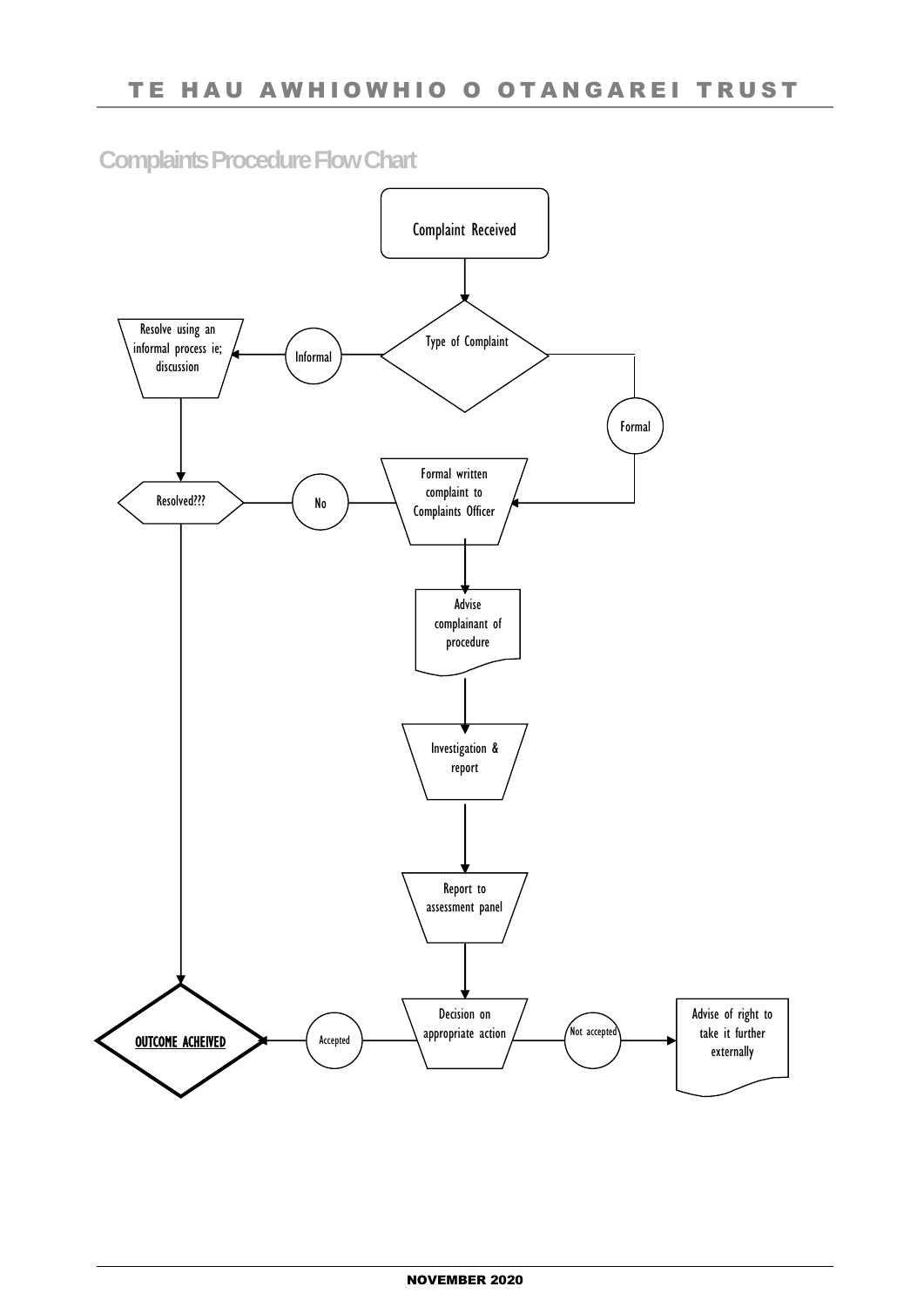# TE HAU AWHIOWHIO O OTANGAREI TRUST

## Complaints Procedure Flow Chart

Complaint Received

Type of Complaint

Informal

Resolve using an informal process ie; discussion

Formal

Resolved???

No

Formal written complaint to Complaints Officer

Advise complainant of procedure

Investigation & report

Report to assessment panel

Decision on appropriate action

Accepted

OUTCOME ACHEIVED

Not accepted

Advise of right to take it further externally

NOVEMBER 2020